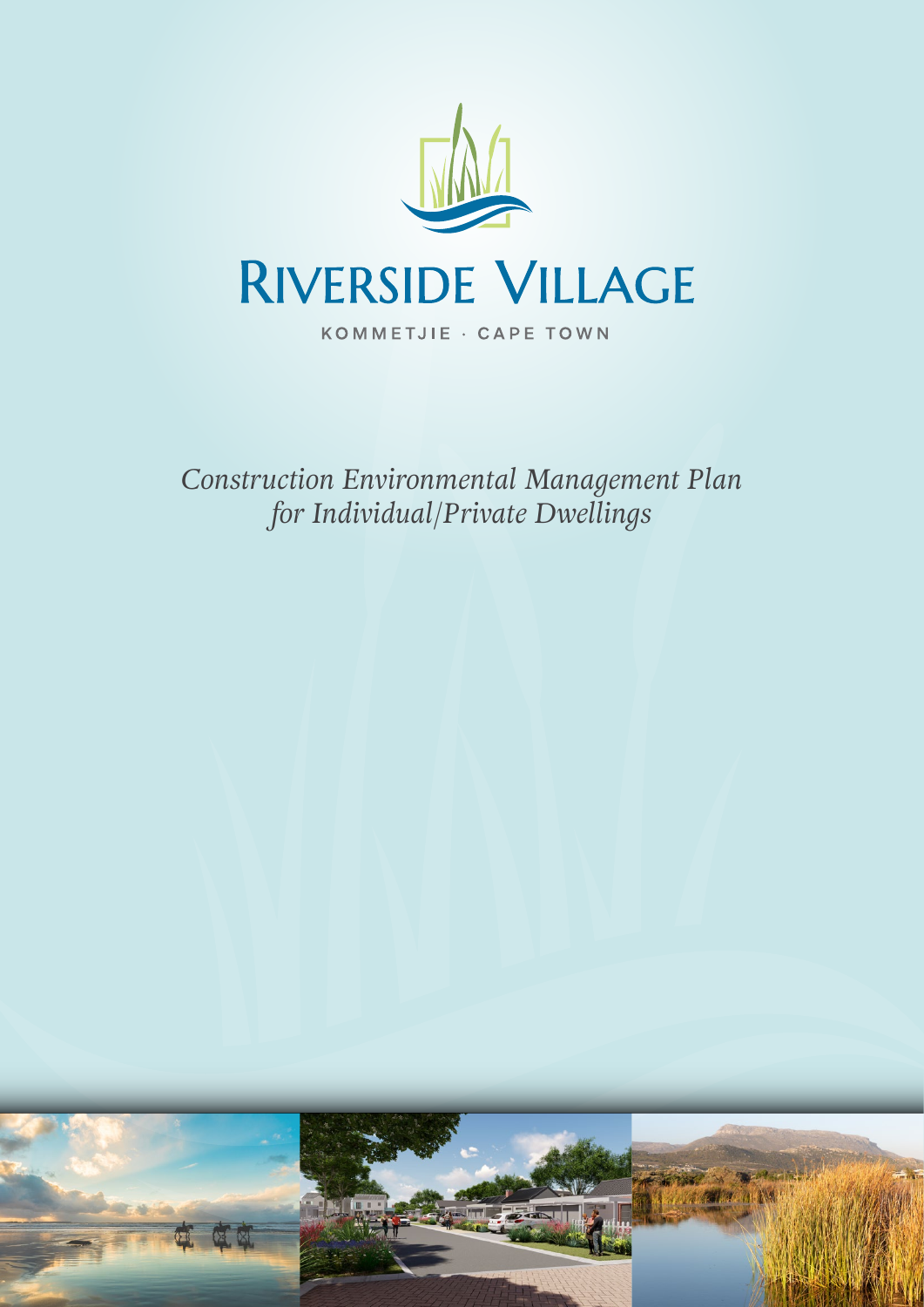# Riverside Village

KOMMETJIE · CAPE TOWN

*Construction Environmental Management Plan for Individual/Private Dwellings*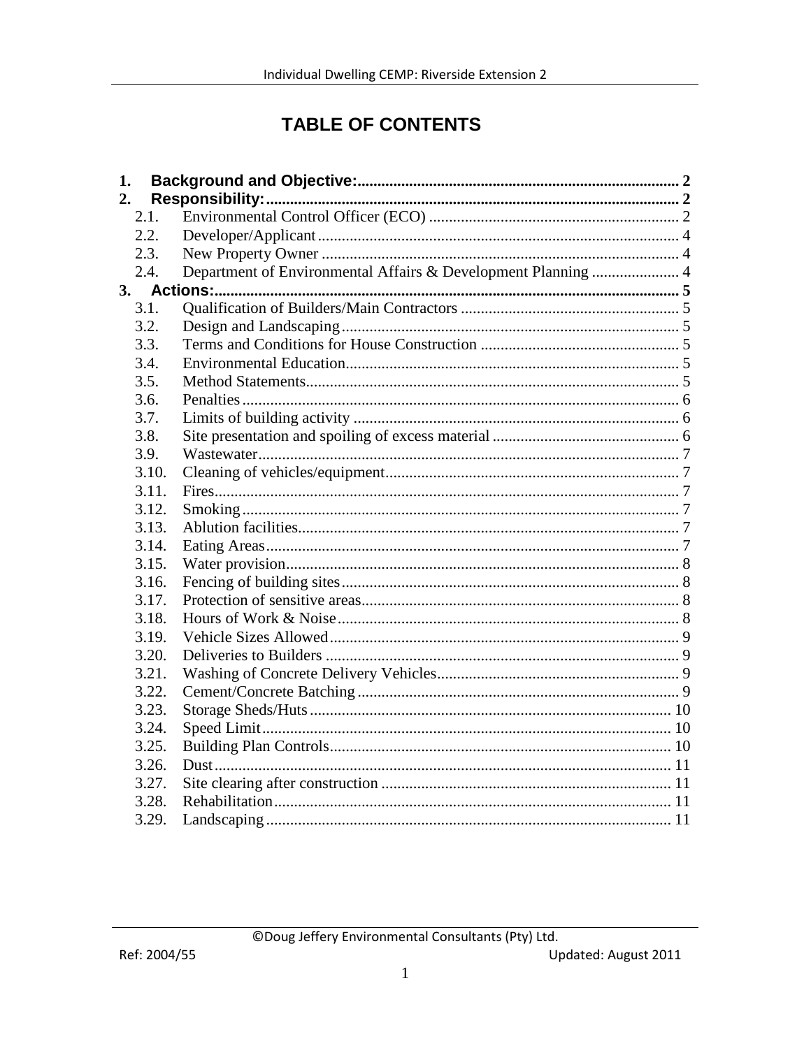# TABLE OF CONTENTS

**1. Background and Objective:** 2

**2. Responsibility:** 2

- 2.1. Environmental Control Officer (ECO) 2
- 2.2. Developer/Applicant 4
- 2.3. New Property Owner 4
- 2.4. Department of Environmental Affairs & Development Planning 4

**3. Actions:** 5

- 3.1. Qualification of Builders/Main Contractors 5
- 3.2. Design and Landscaping 5
- 3.3. Terms and Conditions for House Construction 5
- 3.4. Environmental Education 5
- 3.5. Method Statements 5
- 3.6. Penalties 6
- 3.7. Limits of building activity 6
- 3.8. Site presentation and spoiling of excess material 6
- 3.9. Wastewater 7
- 3.10. Cleaning of vehicles/equipment 7
- 3.11. Fires 7
- 3.12. Smoking 7
- 3.13. Ablution facilities 7
- 3.14. Eating Areas 7
- 3.15. Water provision 8
- 3.16. Fencing of building sites 8
- 3.17. Protection of sensitive areas 8
- 3.18. Hours of Work & Noise 8
- 3.19. Vehicle Sizes Allowed 9
- 3.20. Deliveries to Builders 9
- 3.21. Washing of Concrete Delivery Vehicles 9
- 3.22. Cement/Concrete Batching 9
- 3.23. Storage Sheds/Huts 10
- 3.24. Speed Limit 10
- 3.25. Building Plan Controls 10
- 3.26. Dust 11
- 3.27. Site clearing after construction 11
- 3.28. Rehabilitation 11
- 3.29. Landscaping 11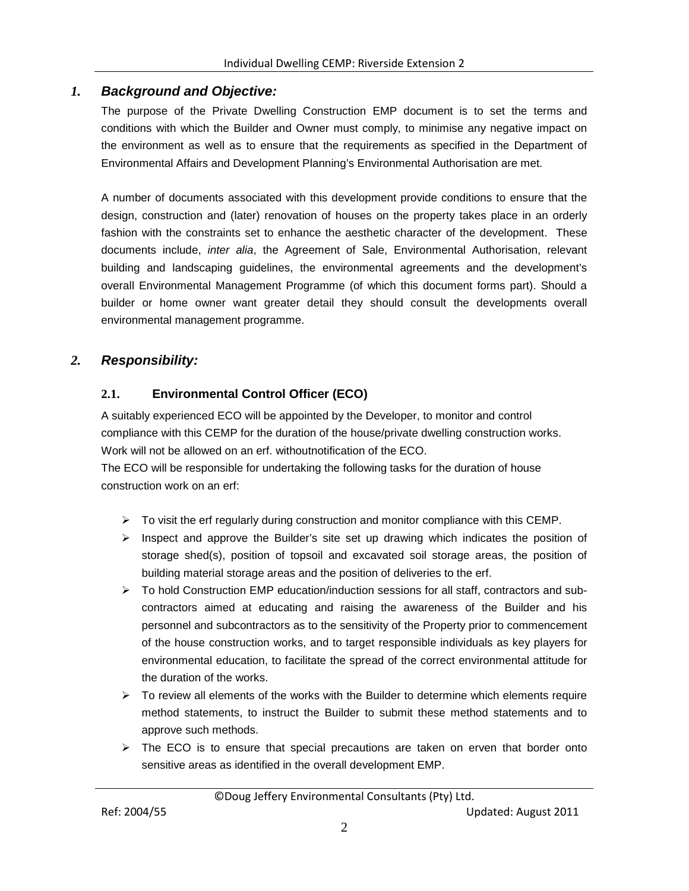## *1. Background and Objective:*

The purpose of the Private Dwelling Construction EMP document is to set the terms and conditions with which the Builder and Owner must comply, to minimise any negative impact on the environment as well as to ensure that the requirements as specified in the Department of Environmental Affairs and Development Planning's Environmental Authorisation are met.

A number of documents associated with this development provide conditions to ensure that the design, construction and (later) renovation of houses on the property takes place in an orderly fashion with the constraints set to enhance the aesthetic character of the development. These documents include, *inter alia*, the Agreement of Sale, Environmental Authorisation, relevant building and landscaping guidelines, the environmental agreements and the development's overall Environmental Management Programme (of which this document forms part). Should a builder or home owner want greater detail they should consult the developments overall environmental management programme.

## *2. Responsibility:*

### 2.1. Environmental Control Officer (ECO)

A suitably experienced ECO will be appointed by the Developer, to monitor and control compliance with this CEMP for the duration of the house/private dwelling construction works. Work will not be allowed on an erf. withoutnotification of the ECO.

The ECO will be responsible for undertaking the following tasks for the duration of house construction work on an erf:

- To visit the erf regularly during construction and monitor compliance with this CEMP.
- Inspect and approve the Builder's site set up drawing which indicates the position of storage shed(s), position of topsoil and excavated soil storage areas, the position of building material storage areas and the position of deliveries to the erf.
- To hold Construction EMP education/induction sessions for all staff, contractors and sub-contractors aimed at educating and raising the awareness of the Builder and his personnel and subcontractors as to the sensitivity of the Property prior to commencement of the house construction works, and to target responsible individuals as key players for environmental education, to facilitate the spread of the correct environmental attitude for the duration of the works.
- To review all elements of the works with the Builder to determine which elements require method statements, to instruct the Builder to submit these method statements and to approve such methods.
- The ECO is to ensure that special precautions are taken on erven that border onto sensitive areas as identified in the overall development EMP.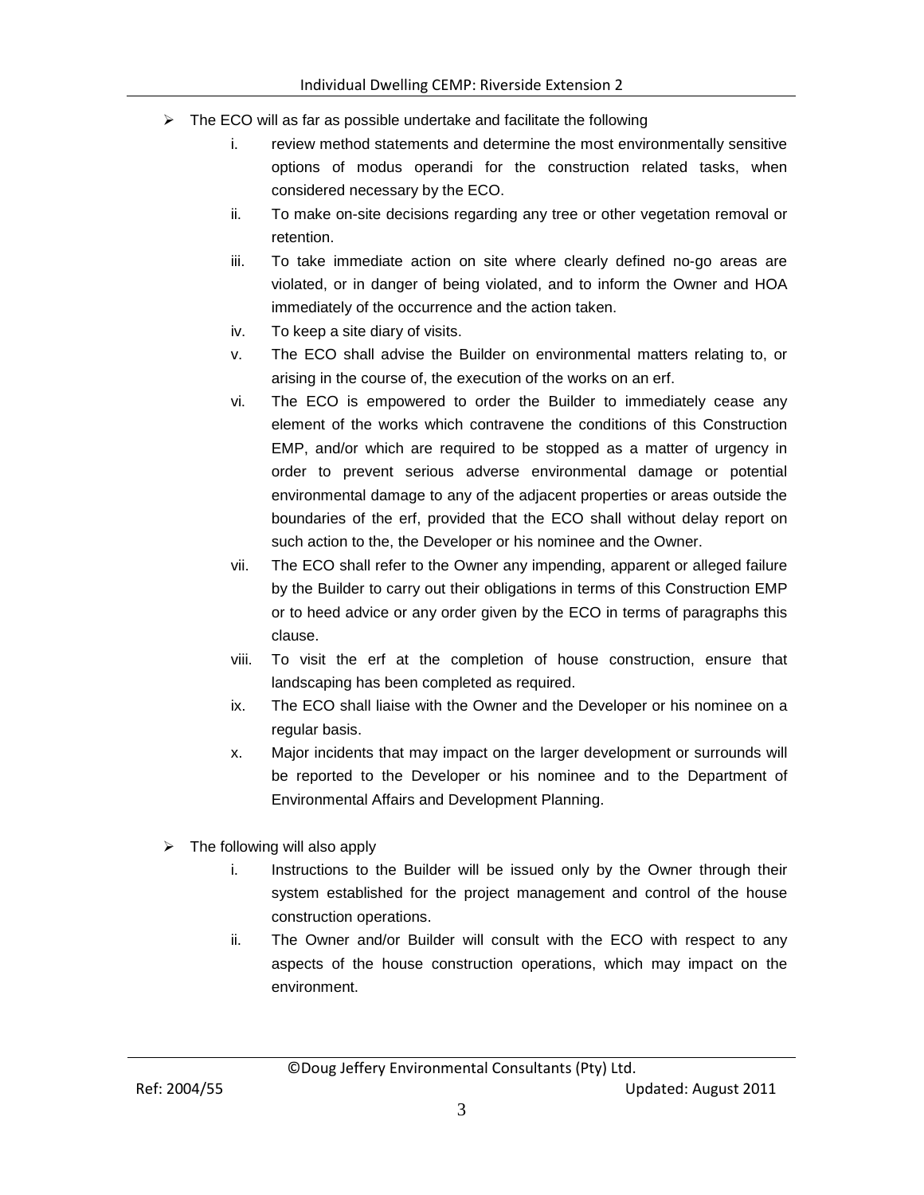- The ECO will as far as possible undertake and facilitate the following
    i. review method statements and determine the most environmentally sensitive options of modus operandi for the construction related tasks, when considered necessary by the ECO.
    ii. To make on-site decisions regarding any tree or other vegetation removal or retention.
    iii. To take immediate action on site where clearly defined no-go areas are violated, or in danger of being violated, and to inform the Owner and HOA immediately of the occurrence and the action taken.
    iv. To keep a site diary of visits.
    v. The ECO shall advise the Builder on environmental matters relating to, or arising in the course of, the execution of the works on an erf.
    vi. The ECO is empowered to order the Builder to immediately cease any element of the works which contravene the conditions of this Construction EMP, and/or which are required to be stopped as a matter of urgency in order to prevent serious adverse environmental damage or potential environmental damage to any of the adjacent properties or areas outside the boundaries of the erf, provided that the ECO shall without delay report on such action to the, the Developer or his nominee and the Owner.
    vii. The ECO shall refer to the Owner any impending, apparent or alleged failure by the Builder to carry out their obligations in terms of this Construction EMP or to heed advice or any order given by the ECO in terms of paragraphs this clause.
    viii. To visit the erf at the completion of house construction, ensure that landscaping has been completed as required.
    ix. The ECO shall liaise with the Owner and the Developer or his nominee on a regular basis.
    x. Major incidents that may impact on the larger development or surrounds will be reported to the Developer or his nominee and to the Department of Environmental Affairs and Development Planning.

- The following will also apply
    i. Instructions to the Builder will be issued only by the Owner through their system established for the project management and control of the house construction operations.
    ii. The Owner and/or Builder will consult with the ECO with respect to any aspects of the house construction operations, which may impact on the environment.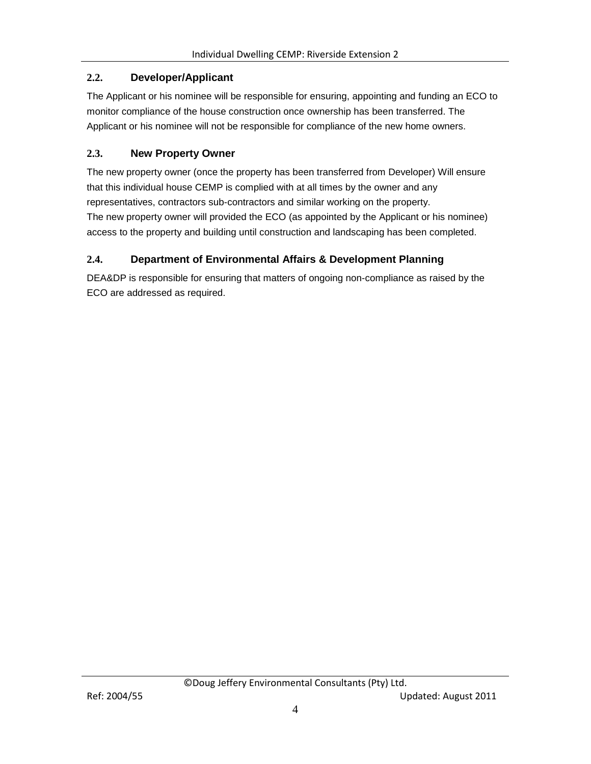## 2.2. Developer/Applicant

The Applicant or his nominee will be responsible for ensuring, appointing and funding an ECO to monitor compliance of the house construction once ownership has been transferred. The Applicant or his nominee will not be responsible for compliance of the new home owners.

## 2.3. New Property Owner

The new property owner (once the property has been transferred from Developer) Will ensure that this individual house CEMP is complied with at all times by the owner and any representatives, contractors sub-contractors and similar working on the property.
The new property owner will provided the ECO (as appointed by the Applicant or his nominee) access to the property and building until construction and landscaping has been completed.

## 2.4. Department of Environmental Affairs & Development Planning

DEA&DP is responsible for ensuring that matters of ongoing non-compliance as raised by the ECO are addressed as required.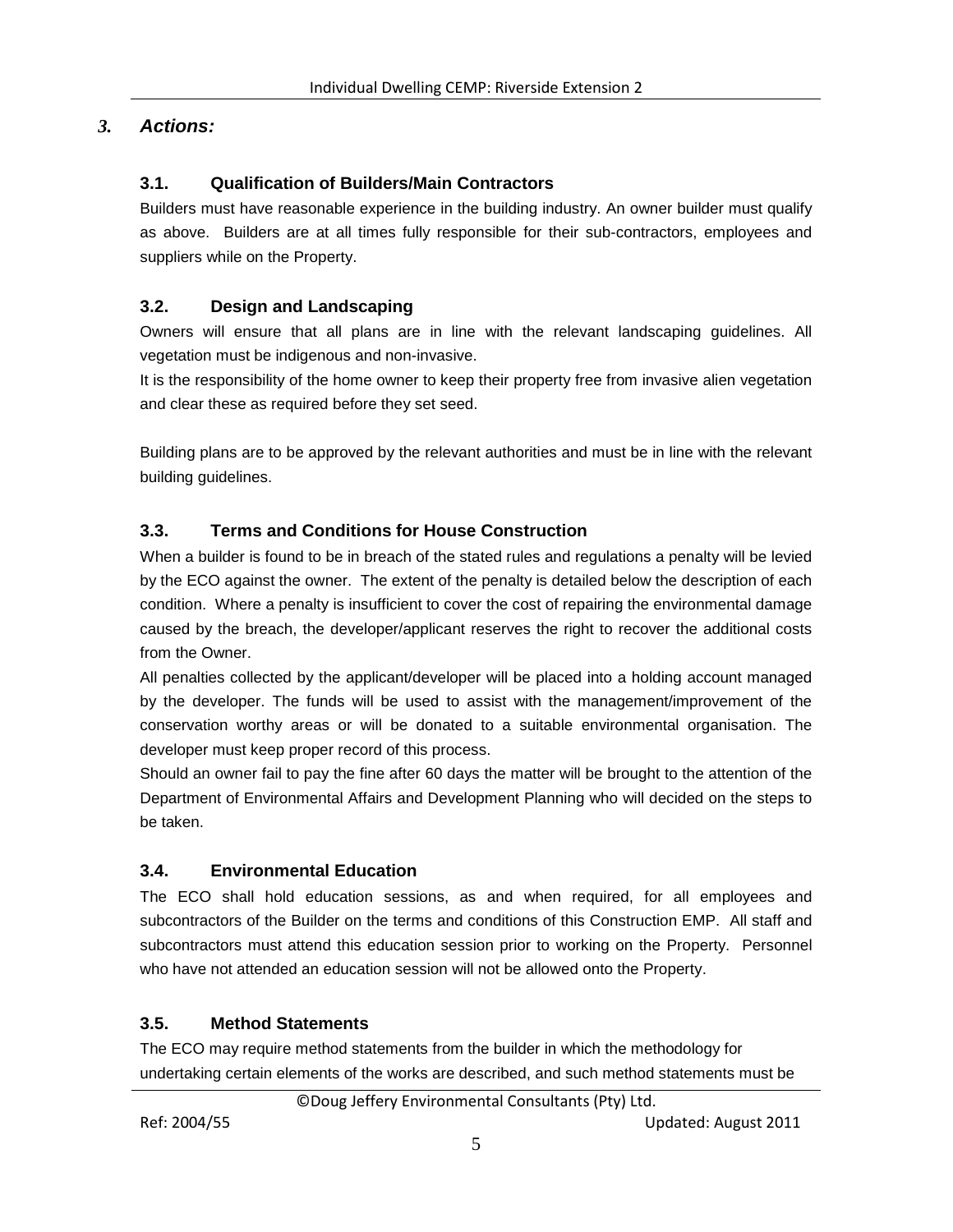## 3. *Actions:*

### 3.1. Qualification of Builders/Main Contractors

Builders must have reasonable experience in the building industry. An owner builder must qualify as above. Builders are at all times fully responsible for their sub-contractors, employees and suppliers while on the Property.

### 3.2. Design and Landscaping

Owners will ensure that all plans are in line with the relevant landscaping guidelines. All vegetation must be indigenous and non-invasive.

It is the responsibility of the home owner to keep their property free from invasive alien vegetation and clear these as required before they set seed.

Building plans are to be approved by the relevant authorities and must be in line with the relevant building guidelines.

### 3.3. Terms and Conditions for House Construction

When a builder is found to be in breach of the stated rules and regulations a penalty will be levied by the ECO against the owner. The extent of the penalty is detailed below the description of each condition. Where a penalty is insufficient to cover the cost of repairing the environmental damage caused by the breach, the developer/applicant reserves the right to recover the additional costs from the Owner.

All penalties collected by the applicant/developer will be placed into a holding account managed by the developer. The funds will be used to assist with the management/improvement of the conservation worthy areas or will be donated to a suitable environmental organisation. The developer must keep proper record of this process.

Should an owner fail to pay the fine after 60 days the matter will be brought to the attention of the Department of Environmental Affairs and Development Planning who will decided on the steps to be taken.

### 3.4. Environmental Education

The ECO shall hold education sessions, as and when required, for all employees and subcontractors of the Builder on the terms and conditions of this Construction EMP. All staff and subcontractors must attend this education session prior to working on the Property. Personnel who have not attended an education session will not be allowed onto the Property.

### 3.5. Method Statements

The ECO may require method statements from the builder in which the methodology for undertaking certain elements of the works are described, and such method statements must be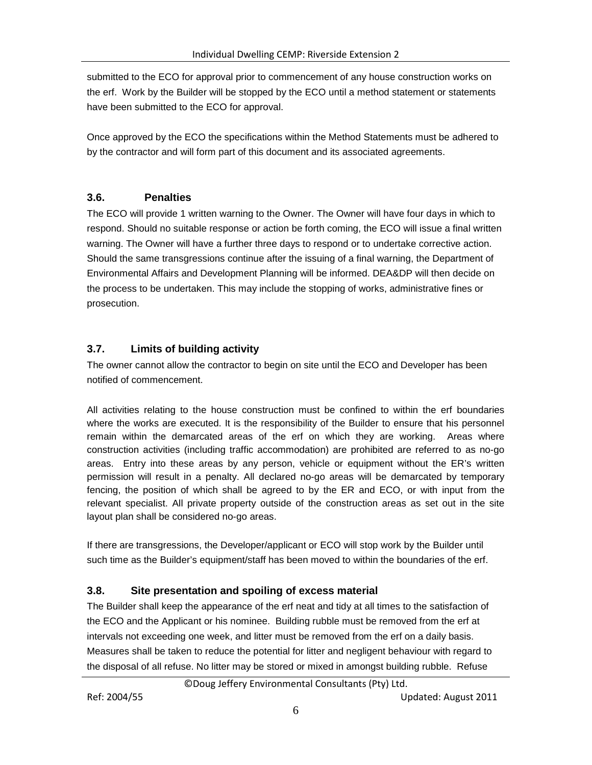submitted to the ECO for approval prior to commencement of any house construction works on the erf. Work by the Builder will be stopped by the ECO until a method statement or statements have been submitted to the ECO for approval.

Once approved by the ECO the specifications within the Method Statements must be adhered to by the contractor and will form part of this document and its associated agreements.

### 3.6. Penalties

The ECO will provide 1 written warning to the Owner. The Owner will have four days in which to respond. Should no suitable response or action be forth coming, the ECO will issue a final written warning. The Owner will have a further three days to respond or to undertake corrective action. Should the same transgressions continue after the issuing of a final warning, the Department of Environmental Affairs and Development Planning will be informed. DEA&DP will then decide on the process to be undertaken. This may include the stopping of works, administrative fines or prosecution.

### 3.7. Limits of building activity

The owner cannot allow the contractor to begin on site until the ECO and Developer has been notified of commencement.

All activities relating to the house construction must be confined to within the erf boundaries where the works are executed. It is the responsibility of the Builder to ensure that his personnel remain within the demarcated areas of the erf on which they are working. Areas where construction activities (including traffic accommodation) are prohibited are referred to as no-go areas. Entry into these areas by any person, vehicle or equipment without the ER's written permission will result in a penalty. All declared no-go areas will be demarcated by temporary fencing, the position of which shall be agreed to by the ER and ECO, or with input from the relevant specialist. All private property outside of the construction areas as set out in the site layout plan shall be considered no-go areas.

If there are transgressions, the Developer/applicant or ECO will stop work by the Builder until such time as the Builder's equipment/staff has been moved to within the boundaries of the erf.

### 3.8. Site presentation and spoiling of excess material

The Builder shall keep the appearance of the erf neat and tidy at all times to the satisfaction of the ECO and the Applicant or his nominee. Building rubble must be removed from the erf at intervals not exceeding one week, and litter must be removed from the erf on a daily basis. Measures shall be taken to reduce the potential for litter and negligent behaviour with regard to the disposal of all refuse. No litter may be stored or mixed in amongst building rubble. Refuse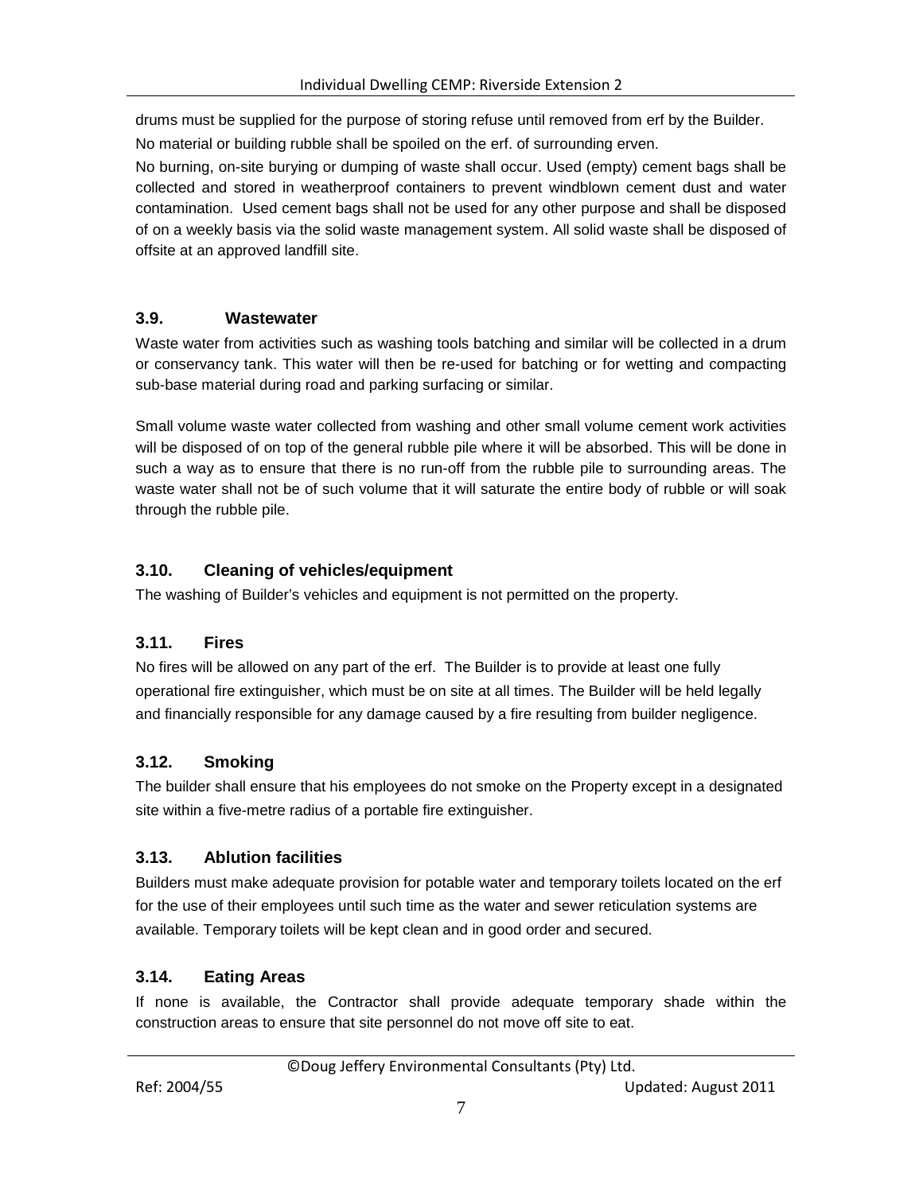drums must be supplied for the purpose of storing refuse until removed from erf by the Builder.

No material or building rubble shall be spoiled on the erf. of surrounding erven.

No burning, on-site burying or dumping of waste shall occur. Used (empty) cement bags shall be collected and stored in weatherproof containers to prevent windblown cement dust and water contamination. Used cement bags shall not be used for any other purpose and shall be disposed of on a weekly basis via the solid waste management system. All solid waste shall be disposed of offsite at an approved landfill site.

### 3.9. Wastewater

Waste water from activities such as washing tools batching and similar will be collected in a drum or conservancy tank. This water will then be re-used for batching or for wetting and compacting sub-base material during road and parking surfacing or similar.

Small volume waste water collected from washing and other small volume cement work activities will be disposed of on top of the general rubble pile where it will be absorbed. This will be done in such a way as to ensure that there is no run-off from the rubble pile to surrounding areas. The waste water shall not be of such volume that it will saturate the entire body of rubble or will soak through the rubble pile.

### 3.10. Cleaning of vehicles/equipment

The washing of Builder's vehicles and equipment is not permitted on the property.

### 3.11. Fires

No fires will be allowed on any part of the erf. The Builder is to provide at least one fully operational fire extinguisher, which must be on site at all times. The Builder will be held legally and financially responsible for any damage caused by a fire resulting from builder negligence.

### 3.12. Smoking

The builder shall ensure that his employees do not smoke on the Property except in a designated site within a five-metre radius of a portable fire extinguisher.

### 3.13. Ablution facilities

Builders must make adequate provision for potable water and temporary toilets located on the erf for the use of their employees until such time as the water and sewer reticulation systems are available. Temporary toilets will be kept clean and in good order and secured.

### 3.14. Eating Areas

If none is available, the Contractor shall provide adequate temporary shade within the construction areas to ensure that site personnel do not move off site to eat.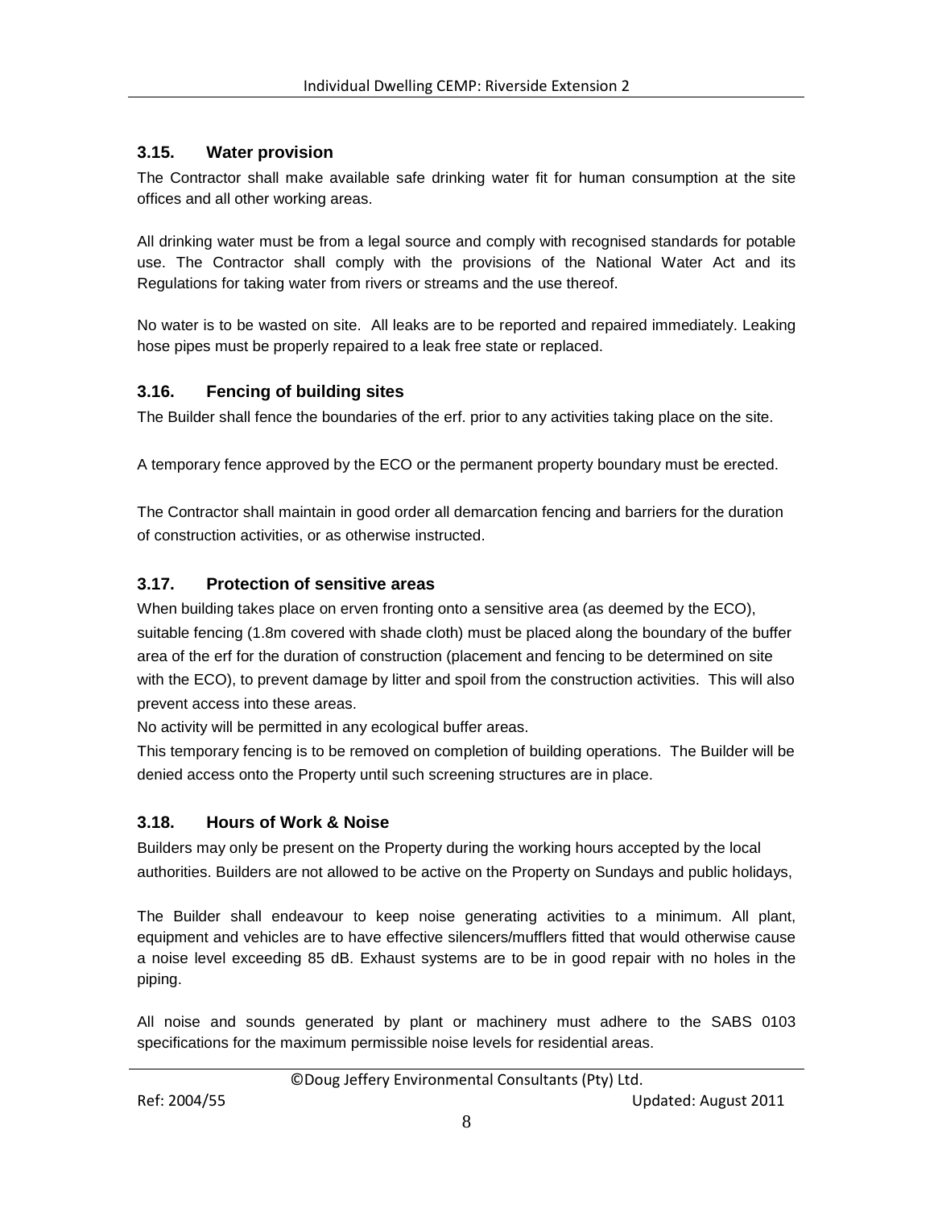### 3.15. Water provision

The Contractor shall make available safe drinking water fit for human consumption at the site offices and all other working areas.

All drinking water must be from a legal source and comply with recognised standards for potable use. The Contractor shall comply with the provisions of the National Water Act and its Regulations for taking water from rivers or streams and the use thereof.

No water is to be wasted on site. All leaks are to be reported and repaired immediately. Leaking hose pipes must be properly repaired to a leak free state or replaced.

### 3.16. Fencing of building sites

The Builder shall fence the boundaries of the erf. prior to any activities taking place on the site.

A temporary fence approved by the ECO or the permanent property boundary must be erected.

The Contractor shall maintain in good order all demarcation fencing and barriers for the duration of construction activities, or as otherwise instructed.

### 3.17. Protection of sensitive areas

When building takes place on erven fronting onto a sensitive area (as deemed by the ECO), suitable fencing (1.8m covered with shade cloth) must be placed along the boundary of the buffer area of the erf for the duration of construction (placement and fencing to be determined on site with the ECO), to prevent damage by litter and spoil from the construction activities. This will also prevent access into these areas.

No activity will be permitted in any ecological buffer areas.

This temporary fencing is to be removed on completion of building operations. The Builder will be denied access onto the Property until such screening structures are in place.

### 3.18. Hours of Work & Noise

Builders may only be present on the Property during the working hours accepted by the local authorities. Builders are not allowed to be active on the Property on Sundays and public holidays,

The Builder shall endeavour to keep noise generating activities to a minimum. All plant, equipment and vehicles are to have effective silencers/mufflers fitted that would otherwise cause a noise level exceeding 85 dB. Exhaust systems are to be in good repair with no holes in the piping.

All noise and sounds generated by plant or machinery must adhere to the SABS 0103 specifications for the maximum permissible noise levels for residential areas.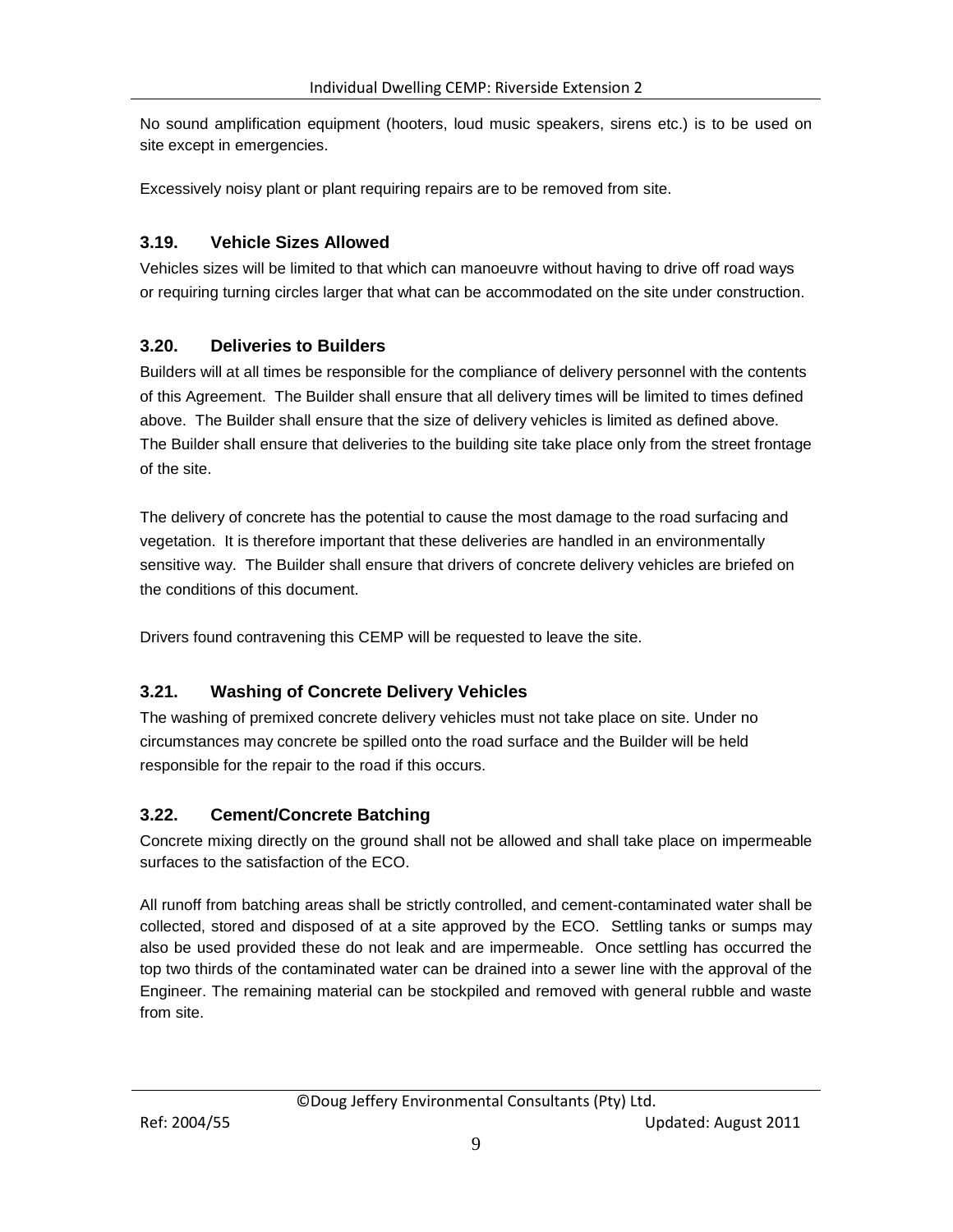No sound amplification equipment (hooters, loud music speakers, sirens etc.) is to be used on site except in emergencies.

Excessively noisy plant or plant requiring repairs are to be removed from site.

### 3.19. Vehicle Sizes Allowed

Vehicles sizes will be limited to that which can manoeuvre without having to drive off road ways or requiring turning circles larger that what can be accommodated on the site under construction.

### 3.20. Deliveries to Builders

Builders will at all times be responsible for the compliance of delivery personnel with the contents of this Agreement. The Builder shall ensure that all delivery times will be limited to times defined above. The Builder shall ensure that the size of delivery vehicles is limited as defined above. The Builder shall ensure that deliveries to the building site take place only from the street frontage of the site.

The delivery of concrete has the potential to cause the most damage to the road surfacing and vegetation. It is therefore important that these deliveries are handled in an environmentally sensitive way. The Builder shall ensure that drivers of concrete delivery vehicles are briefed on the conditions of this document.

Drivers found contravening this CEMP will be requested to leave the site.

### 3.21. Washing of Concrete Delivery Vehicles

The washing of premixed concrete delivery vehicles must not take place on site. Under no circumstances may concrete be spilled onto the road surface and the Builder will be held responsible for the repair to the road if this occurs.

### 3.22. Cement/Concrete Batching

Concrete mixing directly on the ground shall not be allowed and shall take place on impermeable surfaces to the satisfaction of the ECO.

All runoff from batching areas shall be strictly controlled, and cement-contaminated water shall be collected, stored and disposed of at a site approved by the ECO. Settling tanks or sumps may also be used provided these do not leak and are impermeable. Once settling has occurred the top two thirds of the contaminated water can be drained into a sewer line with the approval of the Engineer. The remaining material can be stockpiled and removed with general rubble and waste from site.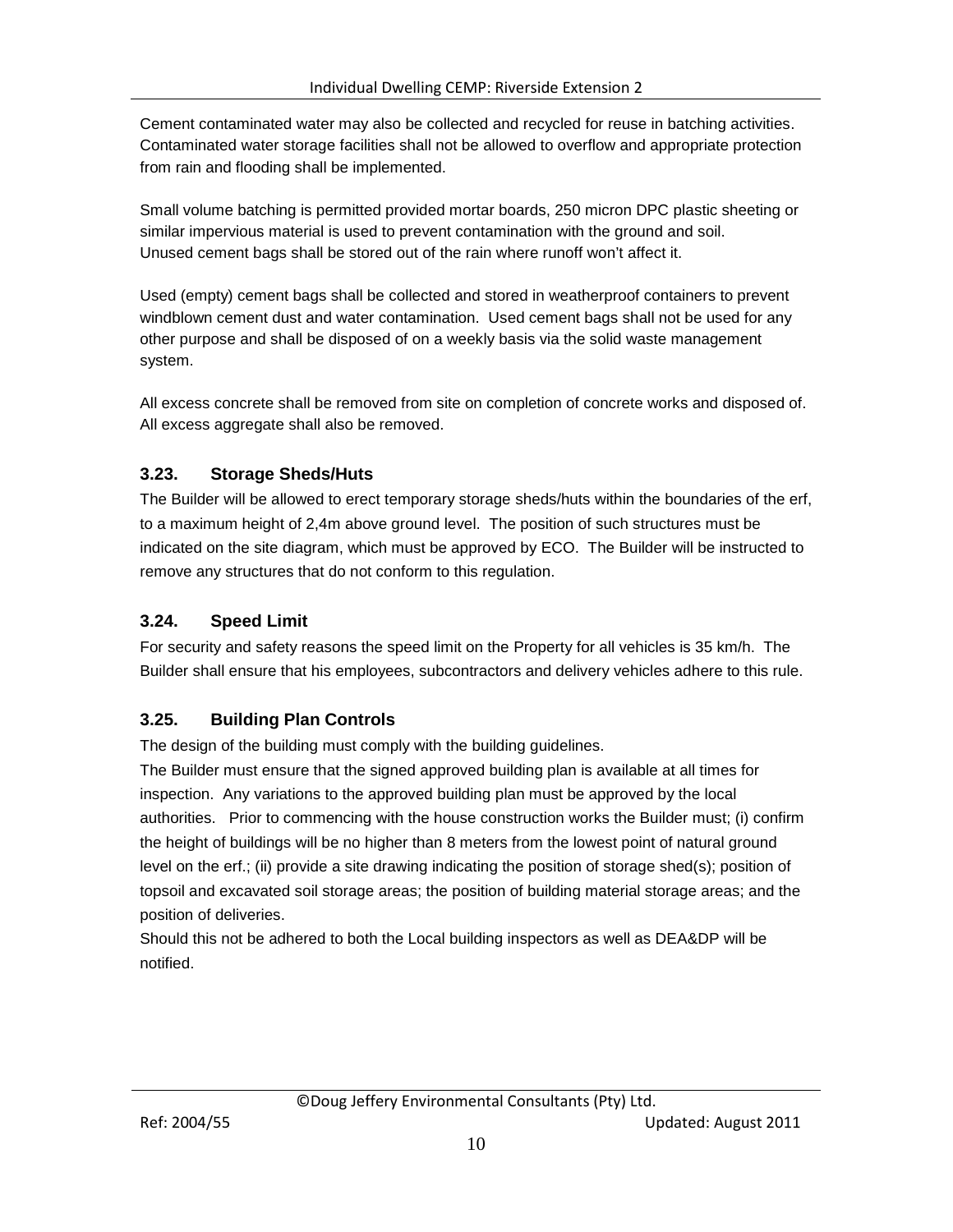Cement contaminated water may also be collected and recycled for reuse in batching activities. Contaminated water storage facilities shall not be allowed to overflow and appropriate protection from rain and flooding shall be implemented.

Small volume batching is permitted provided mortar boards, 250 micron DPC plastic sheeting or similar impervious material is used to prevent contamination with the ground and soil.
Unused cement bags shall be stored out of the rain where runoff won't affect it.

Used (empty) cement bags shall be collected and stored in weatherproof containers to prevent windblown cement dust and water contamination. Used cement bags shall not be used for any other purpose and shall be disposed of on a weekly basis via the solid waste management system.

All excess concrete shall be removed from site on completion of concrete works and disposed of. All excess aggregate shall also be removed.

### 3.23. Storage Sheds/Huts

The Builder will be allowed to erect temporary storage sheds/huts within the boundaries of the erf, to a maximum height of 2,4m above ground level. The position of such structures must be indicated on the site diagram, which must be approved by ECO. The Builder will be instructed to remove any structures that do not conform to this regulation.

### 3.24. Speed Limit

For security and safety reasons the speed limit on the Property for all vehicles is 35 km/h. The Builder shall ensure that his employees, subcontractors and delivery vehicles adhere to this rule.

### 3.25. Building Plan Controls

The design of the building must comply with the building guidelines.
The Builder must ensure that the signed approved building plan is available at all times for inspection. Any variations to the approved building plan must be approved by the local authorities. Prior to commencing with the house construction works the Builder must; (i) confirm the height of buildings will be no higher than 8 meters from the lowest point of natural ground level on the erf.; (ii) provide a site drawing indicating the position of storage shed(s); position of topsoil and excavated soil storage areas; the position of building material storage areas; and the position of deliveries.
Should this not be adhered to both the Local building inspectors as well as DEA&DP will be notified.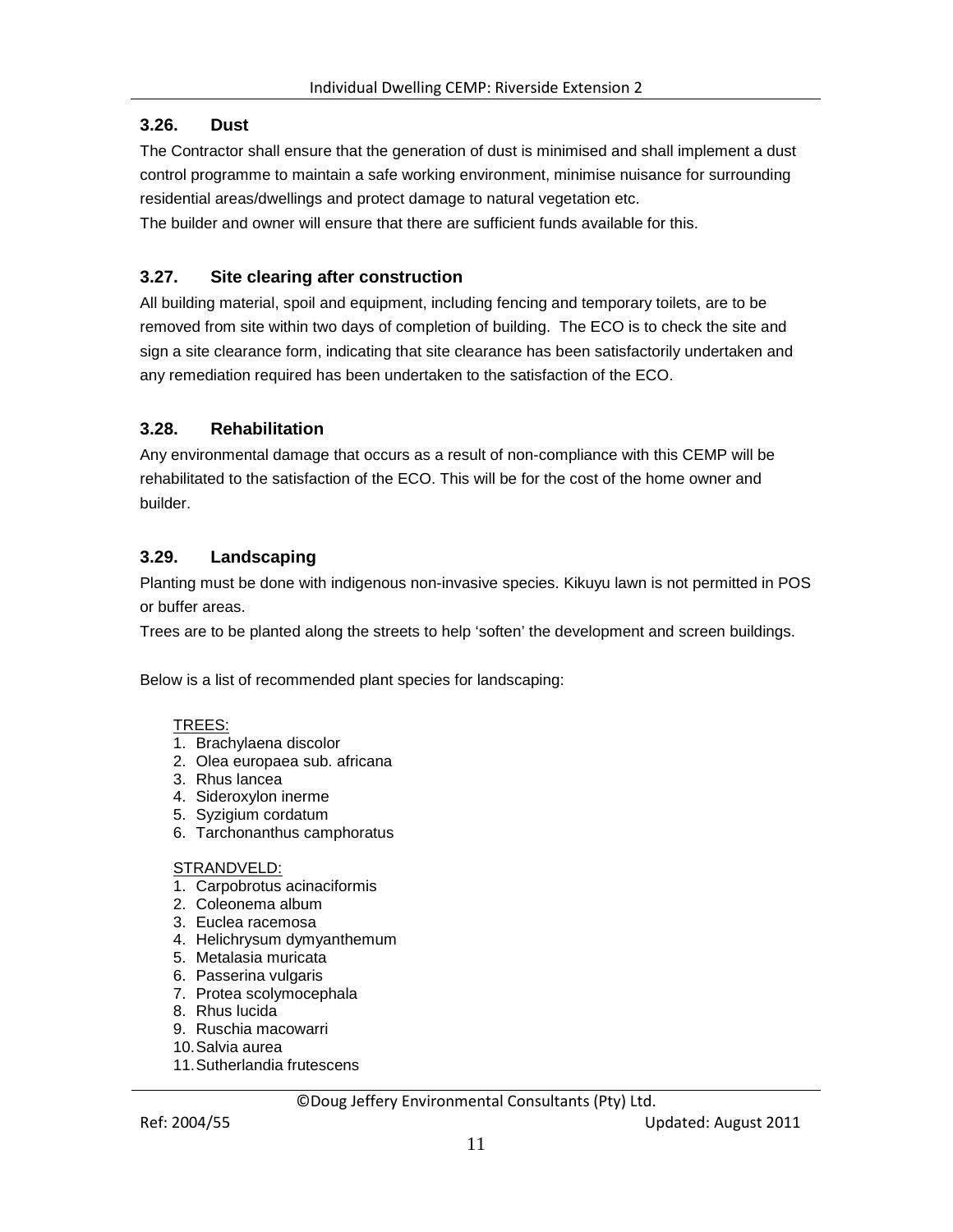### 3.26. Dust

The Contractor shall ensure that the generation of dust is minimised and shall implement a dust control programme to maintain a safe working environment, minimise nuisance for surrounding residential areas/dwellings and protect damage to natural vegetation etc.

The builder and owner will ensure that there are sufficient funds available for this.

### 3.27. Site clearing after construction

All building material, spoil and equipment, including fencing and temporary toilets, are to be removed from site within two days of completion of building. The ECO is to check the site and sign a site clearance form, indicating that site clearance has been satisfactorily undertaken and any remediation required has been undertaken to the satisfaction of the ECO.

### 3.28. Rehabilitation

Any environmental damage that occurs as a result of non-compliance with this CEMP will be rehabilitated to the satisfaction of the ECO. This will be for the cost of the home owner and builder.

### 3.29. Landscaping

Planting must be done with indigenous non-invasive species. Kikuyu lawn is not permitted in POS or buffer areas.

Trees are to be planted along the streets to help 'soften' the development and screen buildings.

Below is a list of recommended plant species for landscaping:

TREES:

1. Brachylaena discolor
2. Olea europaea sub. africana
3. Rhus lancea
4. Sideroxylon inerme
5. Syzigium cordatum
6. Tarchonanthus camphoratus

STRANDVELD:

1. Carpobrotus acinaciformis
2. Coleonema album
3. Euclea racemosa
4. Helichrysum dymyanthemum
5. Metalasia muricata
6. Passerina vulgaris
7. Protea scolymocephala
8. Rhus lucida
9. Ruschia macowarri
10. Salvia aurea
11. Sutherlandia frutescens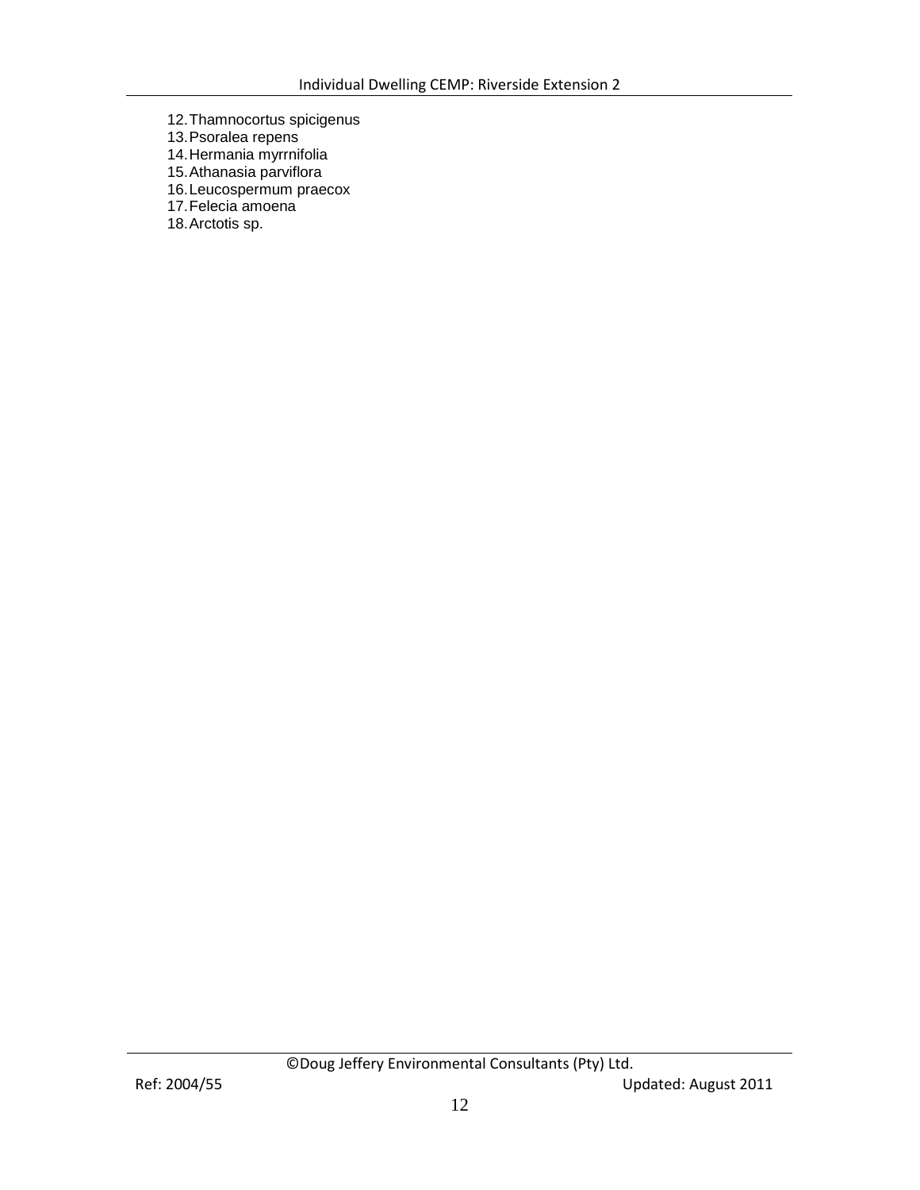12. Thamnocortus spicigenus
13. Psoralea repens
14. Hermania myrrnifolia
15. Athanasia parviflora
16. Leucospermum praecox
17. Felecia amoena
18. Arctotis sp.